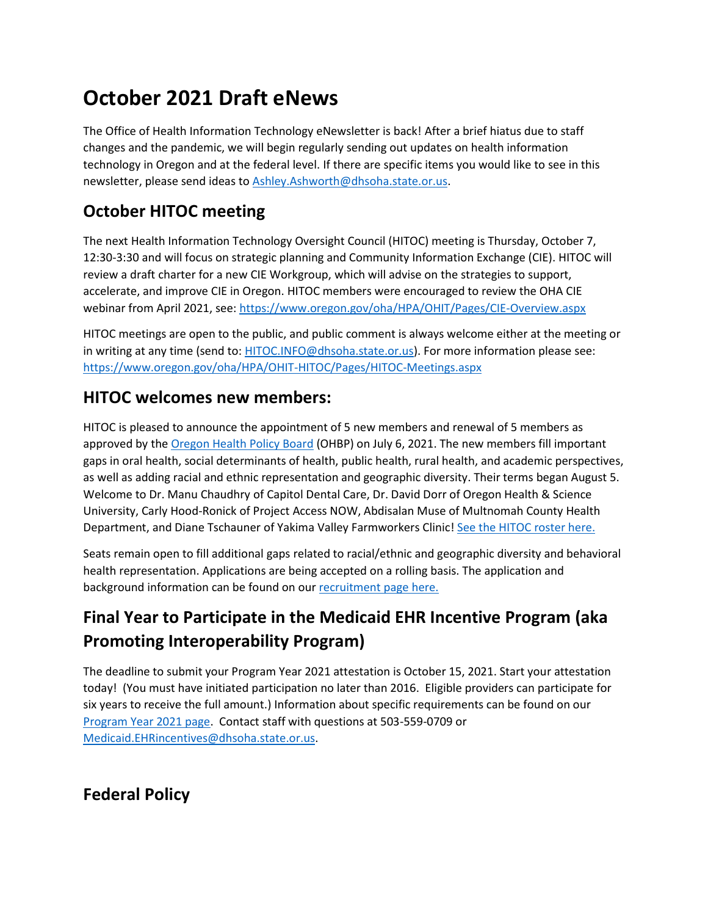# October 2021 Draft eNews

The Office of Health Information Technology eNewsletter is back! After a brief hiatus due to staff changes and the pandemic, we will begin regularly sending out updates on health information technology in Oregon and at the federal level. If there are specific items you would like to see in this newsletter, please send ideas to [Ashley.Ashworth@dhsoha.state.or.us](mailto:Ashley.Ashworth@dhsoha.state.or.us).

## October HITOC meeting

The next Health Information Technology Oversight Council (HITOC) meeting is Thursday, October 7, 12:30-3:30 and will focus on strategic planning and Community Information Exchange (CIE). HITOC will review a draft charter for a new CIE Workgroup, which will advise on the strategies to support, accelerate, and improve CIE in Oregon. HITOC members were encouraged to review the OHA CIE webinar from April 2021, see: https://www.oregon.gov/oha/HPA/OHIT/Pages/CIE-Overview.aspx

HITOC meetings are open to the public, and public comment is always welcome either at the meeting or in writing at any time (send to: [HITOC.INFO@dhsoha.state.or.us](mailto:HITOC.INFO@dhsoha.state.or.us)). For more information please see: https://www.oregon.gov/oha/HPA/OHIT-HITOC/Pages/HITOC-Meetings.aspx

## HITOC welcomes new members:

HITOC is pleased to announce the appointment of 5 new members and renewal of 5 members as approved by the Oregon Health Policy Board (OHBP) on July 6, 2021. The new members fill important gaps in oral health, social determinants of health, public health, rural health, and academic perspectives, as well as adding racial and ethnic representation and geographic diversity. Their terms began August 5. Welcome to Dr. Manu Chaudhry of Capitol Dental Care, Dr. David Dorr of Oregon Health & Science University, Carly Hood-Ronick of Project Access NOW, Abdisalan Muse of Multnomah County Health Department, and Diane Tschauner of Yakima Valley Farmworkers Clinic! See the HITOC roster here.

Seats remain open to fill additional gaps related to racial/ethnic and geographic diversity and behavioral health representation. Applications are being accepted on a rolling basis. The application and background information can be found on our recruitment page here.

## Final Year to Participate in the Medicaid EHR Incentive Program (aka Promoting Interoperability Program)

The deadline to submit your Program Year 2021 attestation is October 15, 2021. Start your attestation today! (You must have initiated participation no later than 2016. Eligible providers can participate for six years to receive the full amount.) Information about specific requirements can be found on our Program Year 2021 page. Contact staff with questions at 503-559-0709 or [Medicaid.EHRincentives@dhsoha.state.or.us](mailto:Medicaid.EHRincentives@dhsoha.state.or.us).

## Federal Policy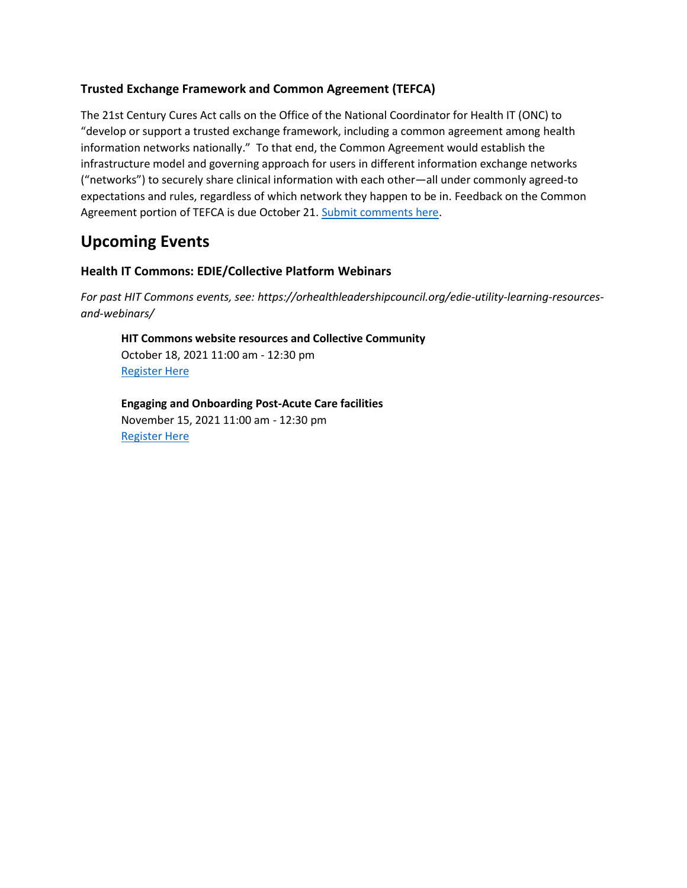### Trusted Exchange Framework and Common Agreement (TEFCA)

The 21st Century Cures Act calls on the Office of the National Coordinator for Health IT (ONC) to "develop or support a trusted exchange framework, including a common agreement among health information networks nationally." To that end, the Common Agreement would establish the infrastructure model and governing approach for users in different information exchange networks ("networks") to securely share clinical information with each other—all under commonly agreed-to expectations and rules, regardless of which network they happen to be in. Feedback on the Common Agreement portion of TEFCA is due October 21. Submit comments here.

## Upcoming Events

### Health IT Commons: EDIE/Collective Platform Webinars

*For past HIT Commons events, see: https://orhealthleadershipcouncil.org/edie-utility-learning-resources-and-webinars/*

**HIT Commons website resources and Collective Community**
October 18, 2021 11:00 am - 12:30 pm
Register Here

**Engaging and Onboarding Post-Acute Care facilities**
November 15, 2021 11:00 am - 12:30 pm
Register Here